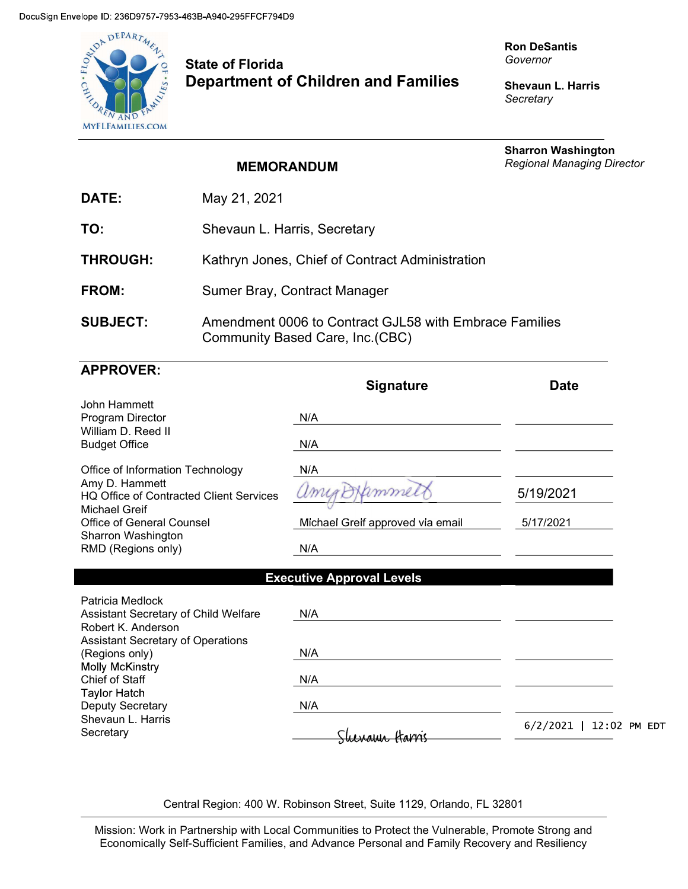DocuSign Envelope ID: 236D9757-7953-463B-A940-295FFCF794D9

**State of Florida**
**Department of Children and Families**

**Ron DeSantis**
*Governor*

**Shevaun L. Harris**
*Secretary*

**Sharron Washington**
*Regional Managing Director*

## MEMORANDUM

**DATE:** May 21, 2021

**TO:** Shevaun L. Harris, Secretary

**THROUGH:** Kathryn Jones, Chief of Contract Administration

**FROM:** Sumer Bray, Contract Manager

**SUBJECT:** Amendment 0006 to Contract GJL58 with Embrace Families Community Based Care, Inc.(CBC)

**APPROVER:**

| | Signature | Date |
|---|---|---|
| John Hammett<br>Program Director | N/A | |
| William D. Reed II<br>Budget Office | N/A | |
| Office of Information Technology | N/A | |
| Amy D. Hammett<br>HQ Office of Contracted Client Services | Amy D Hammett | 5/19/2021 |
| Michael Greif<br>Office of General Counsel | Michael Greif approved via email | 5/17/2021 |
| Sharron Washington<br>RMD (Regions only) | N/A | |

**Executive Approval Levels**

| | Signature | Date |
|---|---|---|
| Patricia Medlock<br>Assistant Secretary of Child Welfare | N/A | |
| Robert K. Anderson<br>Assistant Secretary of Operations (Regions only) | N/A | |
| Molly McKinstry<br>Chief of Staff | N/A | |
| Taylor Hatch<br>Deputy Secretary | N/A | |
| Shevaun L. Harris<br>Secretary | Shevaun Harris | 6/2/2021 \| 12:02 PM EDT |

Central Region: 400 W. Robinson Street, Suite 1129, Orlando, FL 32801

Mission: Work in Partnership with Local Communities to Protect the Vulnerable, Promote Strong and Economically Self-Sufficient Families, and Advance Personal and Family Recovery and Resiliency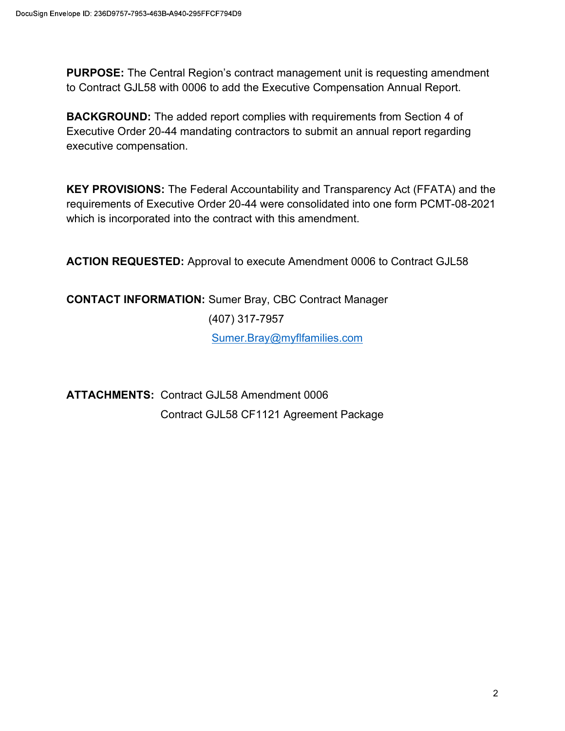**PURPOSE:** The Central Region's contract management unit is requesting amendment to Contract GJL58 with 0006 to add the Executive Compensation Annual Report.

**BACKGROUND:** The added report complies with requirements from Section 4 of Executive Order 20-44 mandating contractors to submit an annual report regarding executive compensation.

**KEY PROVISIONS:** The Federal Accountability and Transparency Act (FFATA) and the requirements of Executive Order 20-44 were consolidated into one form PCMT-08-2021 which is incorporated into the contract with this amendment.

**ACTION REQUESTED:** Approval to execute Amendment 0006 to Contract GJL58

**CONTACT INFORMATION:** Sumer Bray, CBC Contract Manager
(407) 317-7957
Sumer.Bray@myflfamilies.com

**ATTACHMENTS:** Contract GJL58 Amendment 0006
Contract GJL58 CF1121 Agreement Package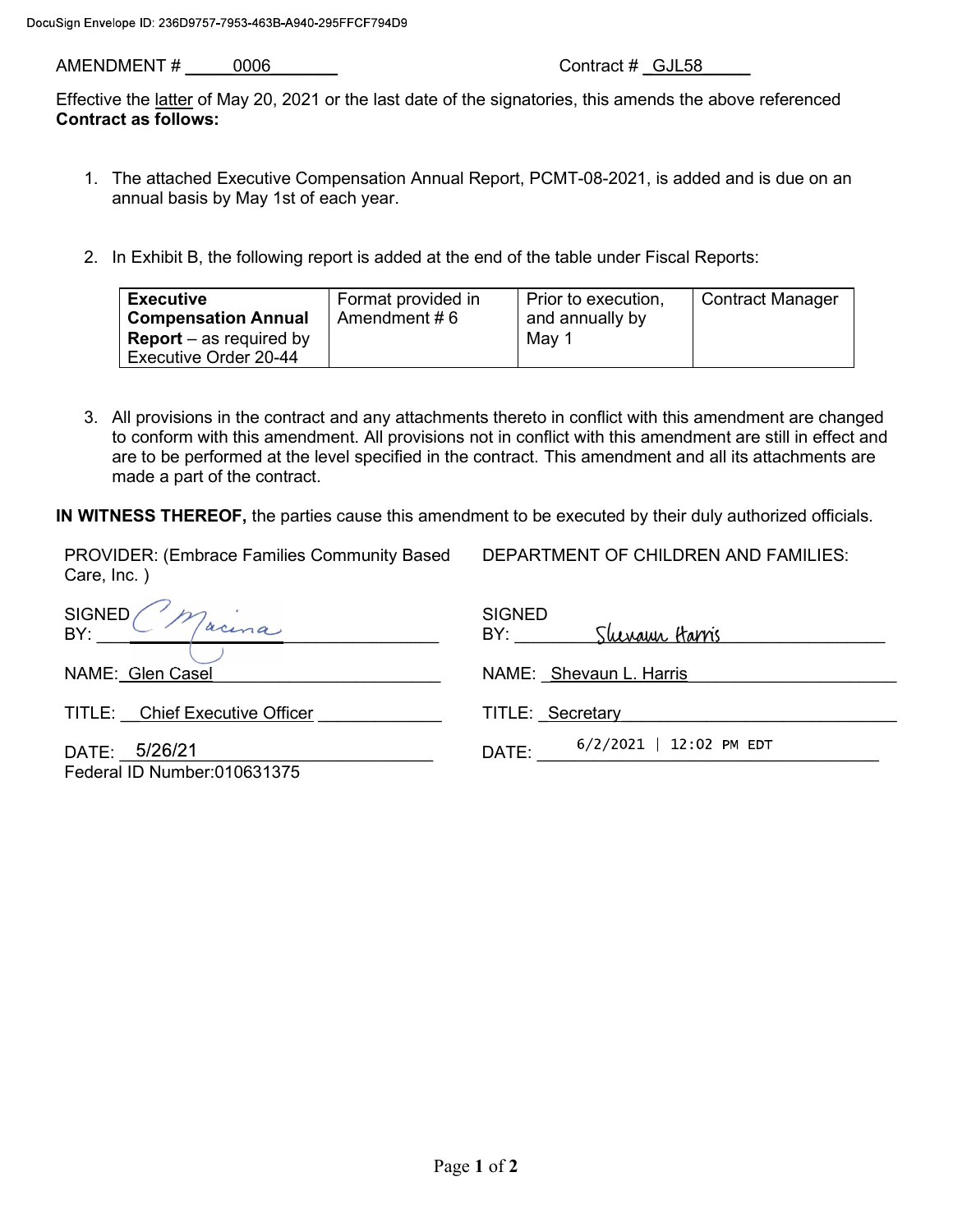DocuSign Envelope ID: 236D9757-7953-463B-A940-295FFCF794D9

AMENDMENT # 0006 Contract # GJL58

Effective the latter of May 20, 2021 or the last date of the signatories, this amends the above referenced **Contract as follows:**

1. The attached Executive Compensation Annual Report, PCMT-08-2021, is added and is due on an annual basis by May 1st of each year.

2. In Exhibit B, the following report is added at the end of the table under Fiscal Reports:

| **Executive Compensation Annual Report** – as required by Executive Order 20-44 | Format provided in Amendment # 6 | Prior to execution, and annually by May 1 | Contract Manager |
|---|---|---|---|

3. All provisions in the contract and any attachments thereto in conflict with this amendment are changed to conform with this amendment. All provisions not in conflict with this amendment are still in effect and are to be performed at the level specified in the contract. This amendment and all its attachments are made a part of the contract.

**IN WITNESS THEREOF,** the parties cause this amendment to be executed by their duly authorized officials.

PROVIDER: (Embrace Families Community Based Care, Inc. )

SIGNED BY: C Macina

NAME: Glen Casel

TITLE: Chief Executive Officer

DATE: 5/26/21

Federal ID Number:010631375

DEPARTMENT OF CHILDREN AND FAMILIES:

SIGNED BY: Shevaun Harris

NAME: Shevaun L. Harris

TITLE: Secretary

DATE: 6/2/2021 | 12:02 PM EDT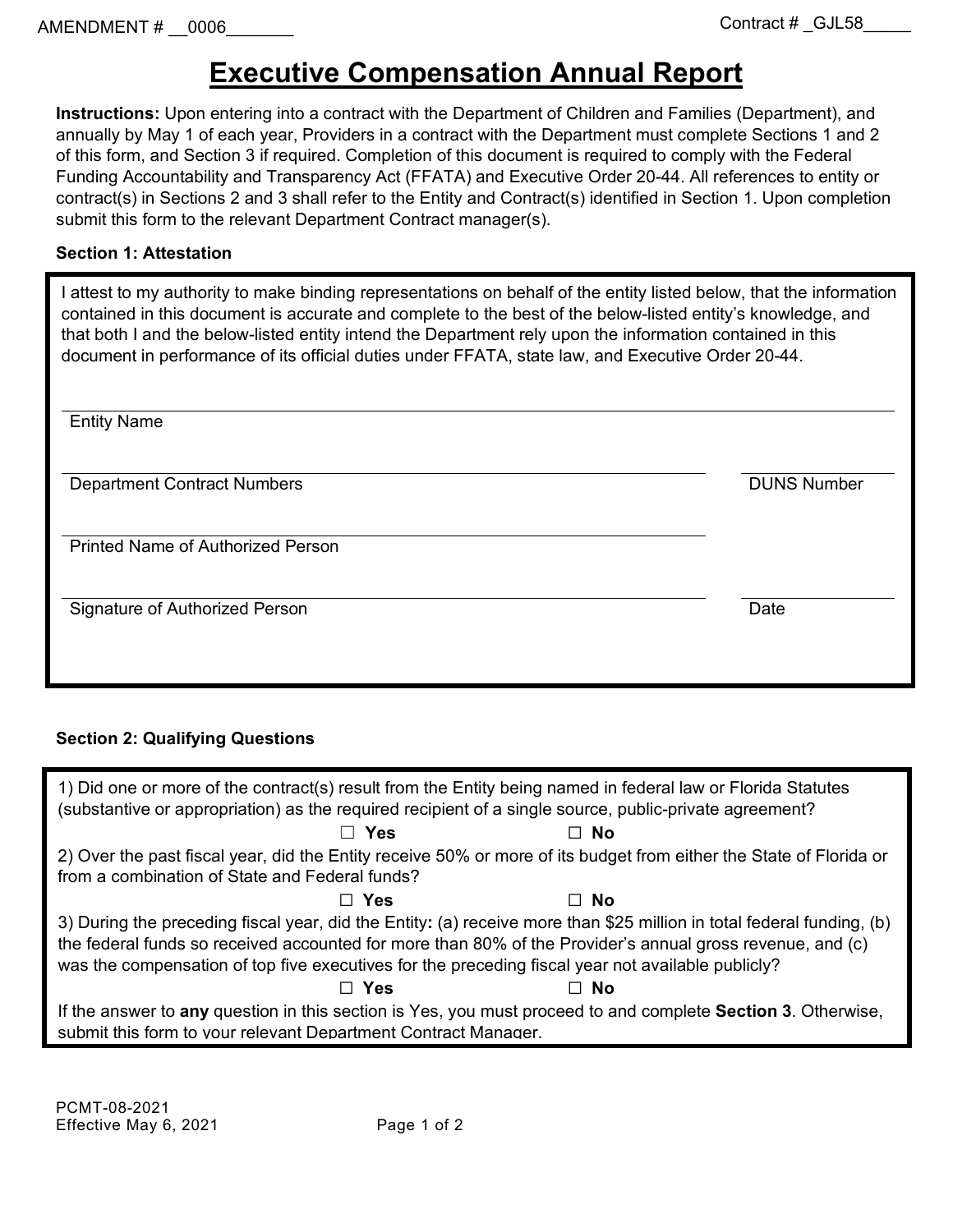AMENDMENT # __0006_______

Contract # _GJL58_____

# Executive Compensation Annual Report

**Instructions:** Upon entering into a contract with the Department of Children and Families (Department), and annually by May 1 of each year, Providers in a contract with the Department must complete Sections 1 and 2 of this form, and Section 3 if required. Completion of this document is required to comply with the Federal Funding Accountability and Transparency Act (FFATA) and Executive Order 20-44. All references to entity or contract(s) in Sections 2 and 3 shall refer to the Entity and Contract(s) identified in Section 1. Upon completion submit this form to the relevant Department Contract manager(s).

### Section 1: Attestation

I attest to my authority to make binding representations on behalf of the entity listed below, that the information contained in this document is accurate and complete to the best of the below-listed entity's knowledge, and that both I and the below-listed entity intend the Department rely upon the information contained in this document in performance of its official duties under FFATA, state law, and Executive Order 20-44.

______________________________________________________________
Entity Name

______________________________________________ ____________________
Department Contract Numbers DUNS Number

______________________________________________
Printed Name of Authorized Person

______________________________________________ ____________________
Signature of Authorized Person Date

### Section 2: Qualifying Questions

1) Did one or more of the contract(s) result from the Entity being named in federal law or Florida Statutes (substantive or appropriation) as the required recipient of a single source, public-private agreement?

☐ **Yes** ☐ **No**

2) Over the past fiscal year, did the Entity receive 50% or more of its budget from either the State of Florida or from a combination of State and Federal funds?

☐ **Yes** ☐ **No**

3) During the preceding fiscal year, did the Entity**:** (a) receive more than $25 million in total federal funding, (b) the federal funds so received accounted for more than 80% of the Provider's annual gross revenue, and (c) was the compensation of top five executives for the preceding fiscal year not available publicly?

☐ **Yes** ☐ **No**

If the answer to **any** question in this section is Yes, you must proceed to and complete **Section 3**. Otherwise, submit this form to your relevant Department Contract Manager.

PCMT-08-2021
Effective May 6, 2021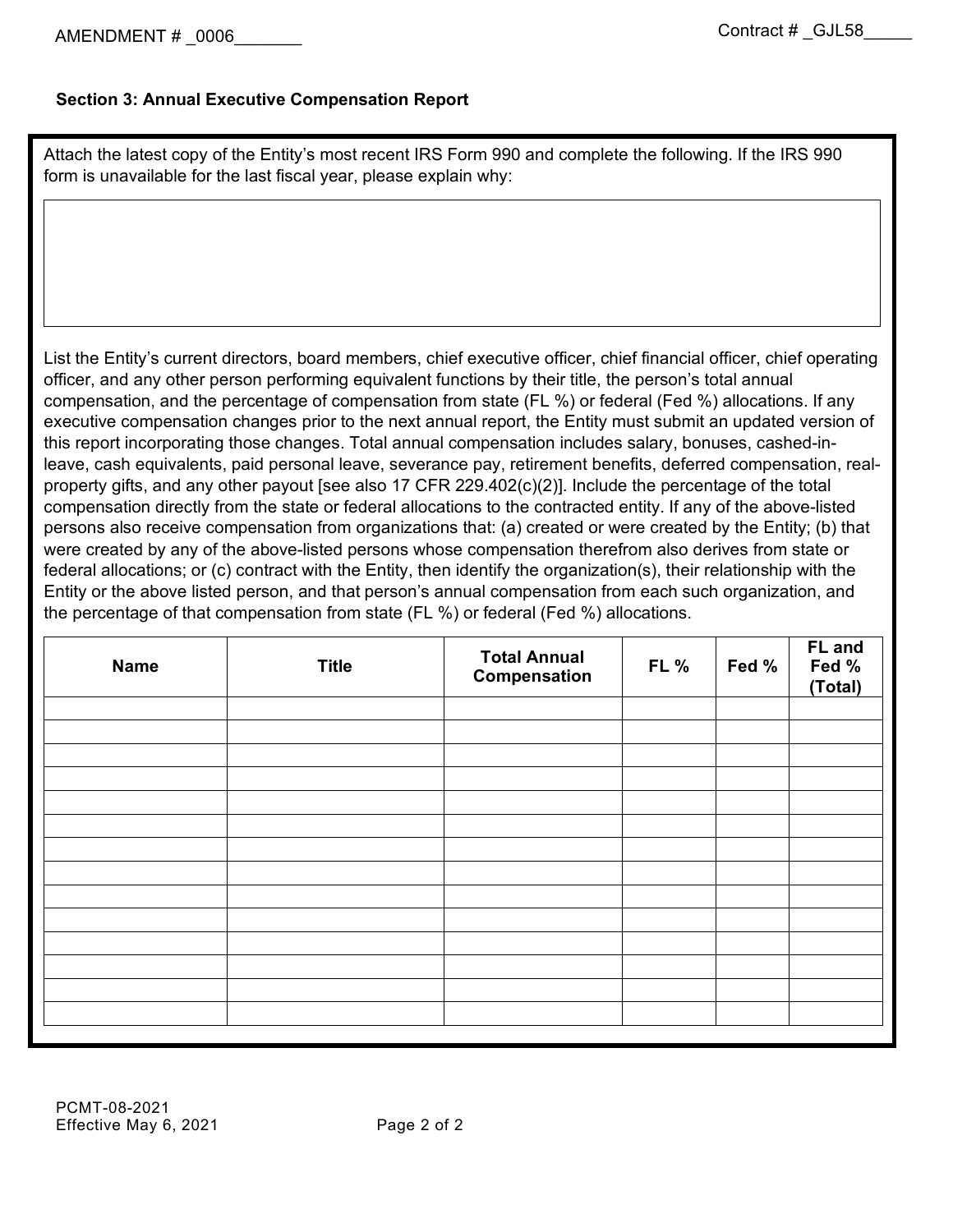AMENDMENT # _0006_______

Contract # _GJL58_____

**Section 3: Annual Executive Compensation Report**

Attach the latest copy of the Entity's most recent IRS Form 990 and complete the following. If the IRS 990 form is unavailable for the last fiscal year, please explain why:

List the Entity's current directors, board members, chief executive officer, chief financial officer, chief operating officer, and any other person performing equivalent functions by their title, the person's total annual compensation, and the percentage of compensation from state (FL %) or federal (Fed %) allocations. If any executive compensation changes prior to the next annual report, the Entity must submit an updated version of this report incorporating those changes. Total annual compensation includes salary, bonuses, cashed-in-leave, cash equivalents, paid personal leave, severance pay, retirement benefits, deferred compensation, real-property gifts, and any other payout [see also 17 CFR 229.402(c)(2)]. Include the percentage of the total compensation directly from the state or federal allocations to the contracted entity. If any of the above-listed persons also receive compensation from organizations that: (a) created or were created by the Entity; (b) that were created by any of the above-listed persons whose compensation therefrom also derives from state or federal allocations; or (c) contract with the Entity, then identify the organization(s), their relationship with the Entity or the above listed person, and that person's annual compensation from each such organization, and the percentage of that compensation from state (FL %) or federal (Fed %) allocations.

| Name | Title | Total Annual Compensation | FL % | Fed % | FL and Fed % (Total) |
|---|---|---|---|---|---|
| | | | | | |
| | | | | | |
| | | | | | |
| | | | | | |
| | | | | | |
| | | | | | |
| | | | | | |
| | | | | | |
| | | | | | |
| | | | | | |
| | | | | | |
| | | | | | |
| | | | | | |
| | | | | | |

PCMT-08-2021
Effective May 6, 2021